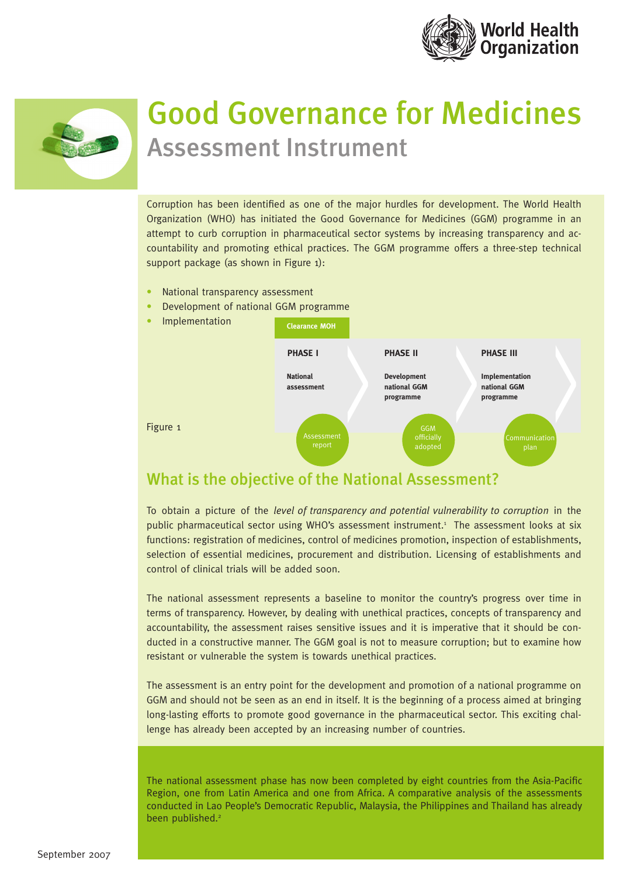# Good Governance for Medicines

## Assessment Instrument

Corruption has been identified as one of the major hurdles for development. The World Health Organization (WHO) has initiated the Good Governance for Medicines (GGM) programme in an attempt to curb corruption in pharmaceutical sector systems by increasing transparency and accountability and promoting ethical practices. The GGM programme offers a three-step technical support package (as shown in Figure 1):

- National transparency assessment
- Development of national GGM programme
- Implementation

Clearance MOH

**PHASE I**
**National assessment**
Assessment report

**PHASE II**
**Development national GGM programme**
GGM officially adopted

**PHASE III**
**Implementation national GGM programme**
Communication plan

Figure 1

## What is the objective of the National Assessment?

To obtain a picture of the *level of transparency and potential vulnerability to corruption* in the public pharmaceutical sector using WHO's assessment instrument.[1] The assessment looks at six functions: registration of medicines, control of medicines promotion, inspection of establishments, selection of essential medicines, procurement and distribution. Licensing of establishments and control of clinical trials will be added soon.

The national assessment represents a baseline to monitor the country's progress over time in terms of transparency. However, by dealing with unethical practices, concepts of transparency and accountability, the assessment raises sensitive issues and it is imperative that it should be conducted in a constructive manner. The GGM goal is not to measure corruption; but to examine how resistant or vulnerable the system is towards unethical practices.

The assessment is an entry point for the development and promotion of a national programme on GGM and should not be seen as an end in itself. It is the beginning of a process aimed at bringing long-lasting efforts to promote good governance in the pharmaceutical sector. This exciting challenge has already been accepted by an increasing number of countries.

The national assessment phase has now been completed by eight countries from the Asia-Pacific Region, one from Latin America and one from Africa. A comparative analysis of the assessments conducted in Lao People's Democratic Republic, Malaysia, the Philippines and Thailand has already been published.[2]

September 2007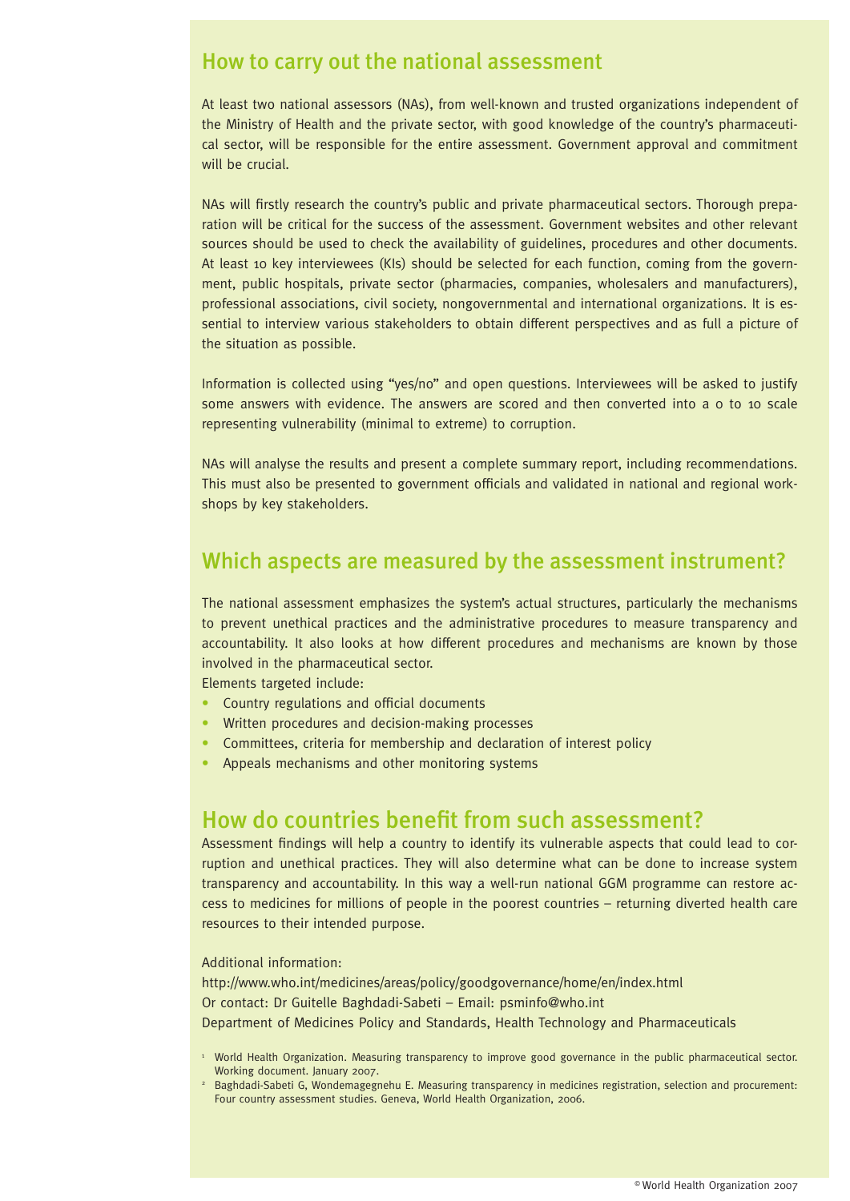## How to carry out the national assessment

At least two national assessors (NAs), from well-known and trusted organizations independent of the Ministry of Health and the private sector, with good knowledge of the country's pharmaceutical sector, will be responsible for the entire assessment. Government approval and commitment will be crucial.

NAs will firstly research the country's public and private pharmaceutical sectors. Thorough preparation will be critical for the success of the assessment. Government websites and other relevant sources should be used to check the availability of guidelines, procedures and other documents. At least 10 key interviewees (KIs) should be selected for each function, coming from the government, public hospitals, private sector (pharmacies, companies, wholesalers and manufacturers), professional associations, civil society, nongovernmental and international organizations. It is essential to interview various stakeholders to obtain different perspectives and as full a picture of the situation as possible.

Information is collected using "yes/no" and open questions. Interviewees will be asked to justify some answers with evidence. The answers are scored and then converted into a 0 to 10 scale representing vulnerability (minimal to extreme) to corruption.

NAs will analyse the results and present a complete summary report, including recommendations. This must also be presented to government officials and validated in national and regional workshops by key stakeholders.

## Which aspects are measured by the assessment instrument?

The national assessment emphasizes the system's actual structures, particularly the mechanisms to prevent unethical practices and the administrative procedures to measure transparency and accountability. It also looks at how different procedures and mechanisms are known by those involved in the pharmaceutical sector.

Elements targeted include:

- Country regulations and official documents
- Written procedures and decision-making processes
- Committees, criteria for membership and declaration of interest policy
- Appeals mechanisms and other monitoring systems

## How do countries benefit from such assessment?

Assessment findings will help a country to identify its vulnerable aspects that could lead to corruption and unethical practices. They will also determine what can be done to increase system transparency and accountability. In this way a well-run national GGM programme can restore access to medicines for millions of people in the poorest countries – returning diverted health care resources to their intended purpose.

Additional information:
http://www.who.int/medicines/areas/policy/goodgovernance/home/en/index.html
Or contact: Dr Guitelle Baghdadi-Sabeti – Email: psminfo@who.int
Department of Medicines Policy and Standards, Health Technology and Pharmaceuticals

[1] World Health Organization. Measuring transparency to improve good governance in the public pharmaceutical sector. Working document. January 2007.

[2] Baghdadi-Sabeti G, Wondemagegnehu E. Measuring transparency in medicines registration, selection and procurement: Four country assessment studies. Geneva, World Health Organization, 2006.

© World Health Organization 2007